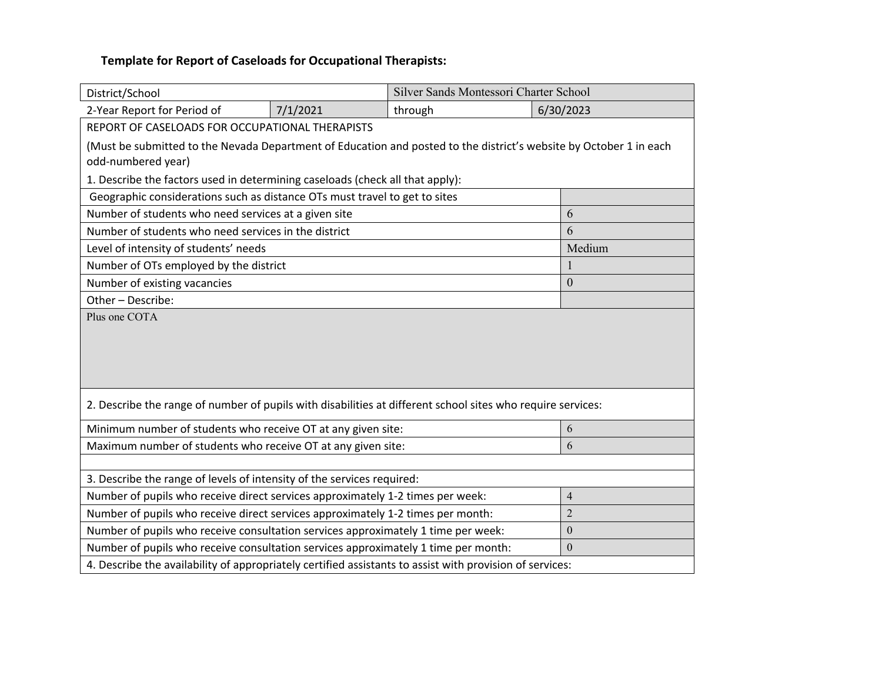### Template for Report of Caseloads for Occupational Therapists:

| District/School | | Silver Sands Montessori Charter School | |
|---|---|---|---|
| 2-Year Report for Period of | 7/1/2021 | through | 6/30/2023 |

REPORT OF CASELOADS FOR OCCUPATIONAL THERAPISTS

(Must be submitted to the Nevada Department of Education and posted to the district's website by October 1 in each odd-numbered year)

1. Describe the factors used in determining caseloads (check all that apply):

| Factor | Value |
|---|---|
| Geographic considerations such as distance OTs must travel to get to sites | |
| Number of students who need services at a given site | 6 |
| Number of students who need services in the district | 6 |
| Level of intensity of students' needs | Medium |
| Number of OTs employed by the district | 1 |
| Number of existing vacancies | 0 |
| Other – Describe: | |

Plus one COTA

2. Describe the range of number of pupils with disabilities at different school sites who require services:

| Item | Value |
|---|---|
| Minimum number of students who receive OT at any given site: | 6 |
| Maximum number of students who receive OT at any given site: | 6 |

3. Describe the range of levels of intensity of the services required:

| Item | Value |
|---|---|
| Number of pupils who receive direct services approximately 1-2 times per week: | 4 |
| Number of pupils who receive direct services approximately 1-2 times per month: | 2 |
| Number of pupils who receive consultation services approximately 1 time per week: | 0 |
| Number of pupils who receive consultation services approximately 1 time per month: | 0 |

4. Describe the availability of appropriately certified assistants to assist with provision of services: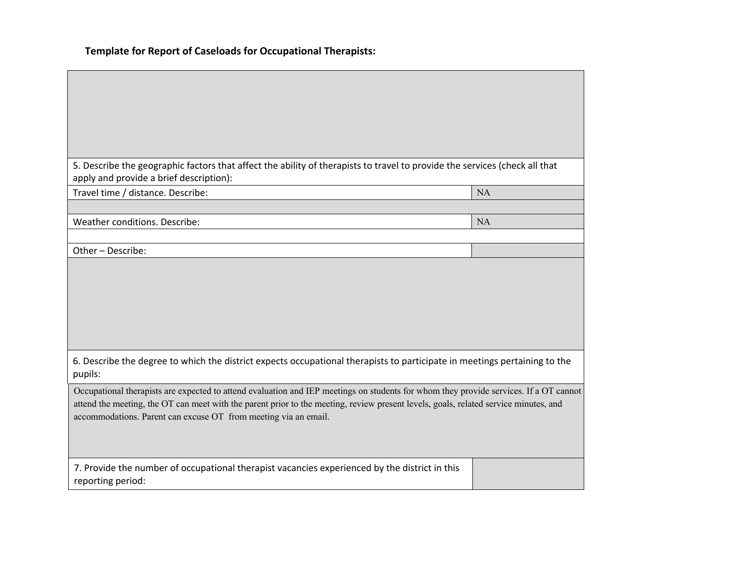**Template for Report of Caseloads for Occupational Therapists:**

| | |
|---|---|
| | |
| 5. Describe the geographic factors that affect the ability of therapists to travel to provide the services (check all that apply and provide a brief description): | |
| Travel time / distance. Describe: | NA |
| | |
| Weather conditions. Describe: | NA |
| | |
| Other – Describe: | |
| | |
| 6. Describe the degree to which the district expects occupational therapists to participate in meetings pertaining to the pupils: | |
| Occupational therapists are expected to attend evaluation and IEP meetings on students for whom they provide services. If a OT cannot attend the meeting, the OT can meet with the parent prior to the meeting, review present levels, goals, related service minutes, and accommodations. Parent can excuse OT from meeting via an email. | |
| 7. Provide the number of occupational therapist vacancies experienced by the district in this reporting period: | |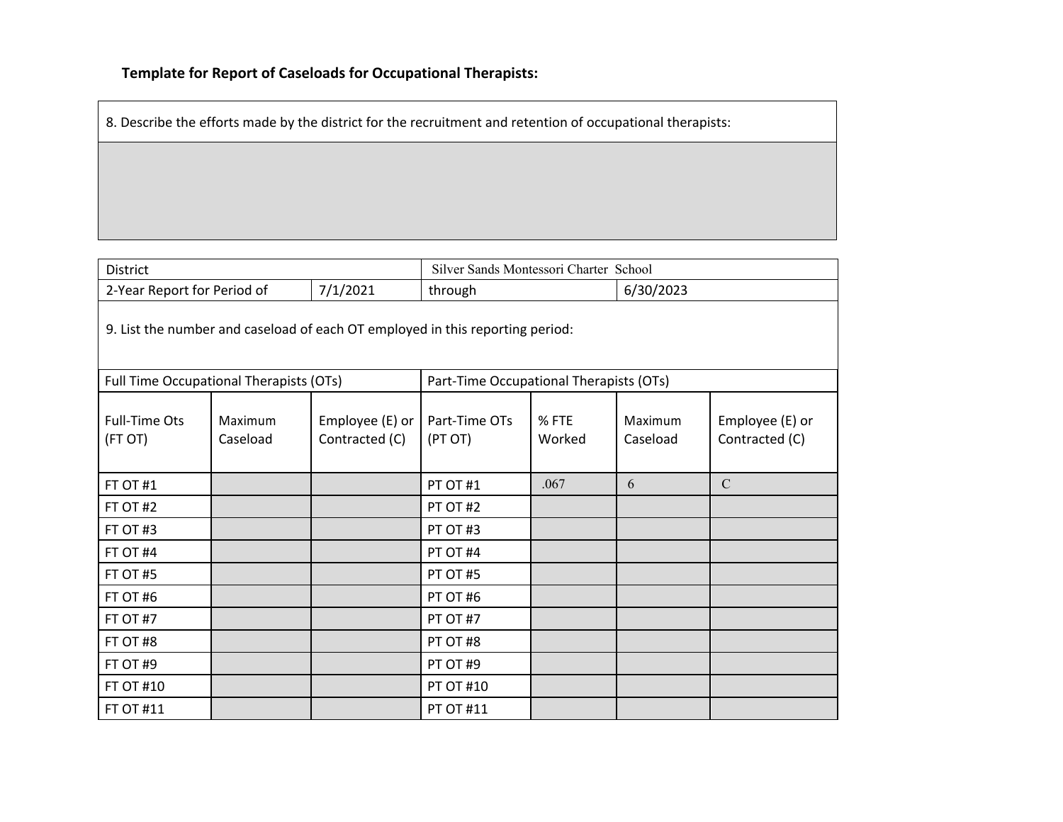**Template for Report of Caseloads for Occupational Therapists:**

| 8. Describe the efforts made by the district for the recruitment and retention of occupational therapists: |
|---|
| |

| District | | Silver Sands Montessori Charter School | |
|---|---|---|---|
| 2-Year Report for Period of | 7/1/2021 | through | 6/30/2023 |

9. List the number and caseload of each OT employed in this reporting period:

| Full Time Occupational Therapists (OTs) | | | Part-Time Occupational Therapists (OTs) | | | |
|---|---|---|---|---|---|---|
| Full-Time Ots (FT OT) | Maximum Caseload | Employee (E) or Contracted (C) | Part-Time OTs (PT OT) | % FTE Worked | Maximum Caseload | Employee (E) or Contracted (C) |
| FT OT #1 | | | PT OT #1 | .067 | 6 | C |
| FT OT #2 | | | PT OT #2 | | | |
| FT OT #3 | | | PT OT #3 | | | |
| FT OT #4 | | | PT OT #4 | | | |
| FT OT #5 | | | PT OT #5 | | | |
| FT OT #6 | | | PT OT #6 | | | |
| FT OT #7 | | | PT OT #7 | | | |
| FT OT #8 | | | PT OT #8 | | | |
| FT OT #9 | | | PT OT #9 | | | |
| FT OT #10 | | | PT OT #10 | | | |
| FT OT #11 | | | PT OT #11 | | | |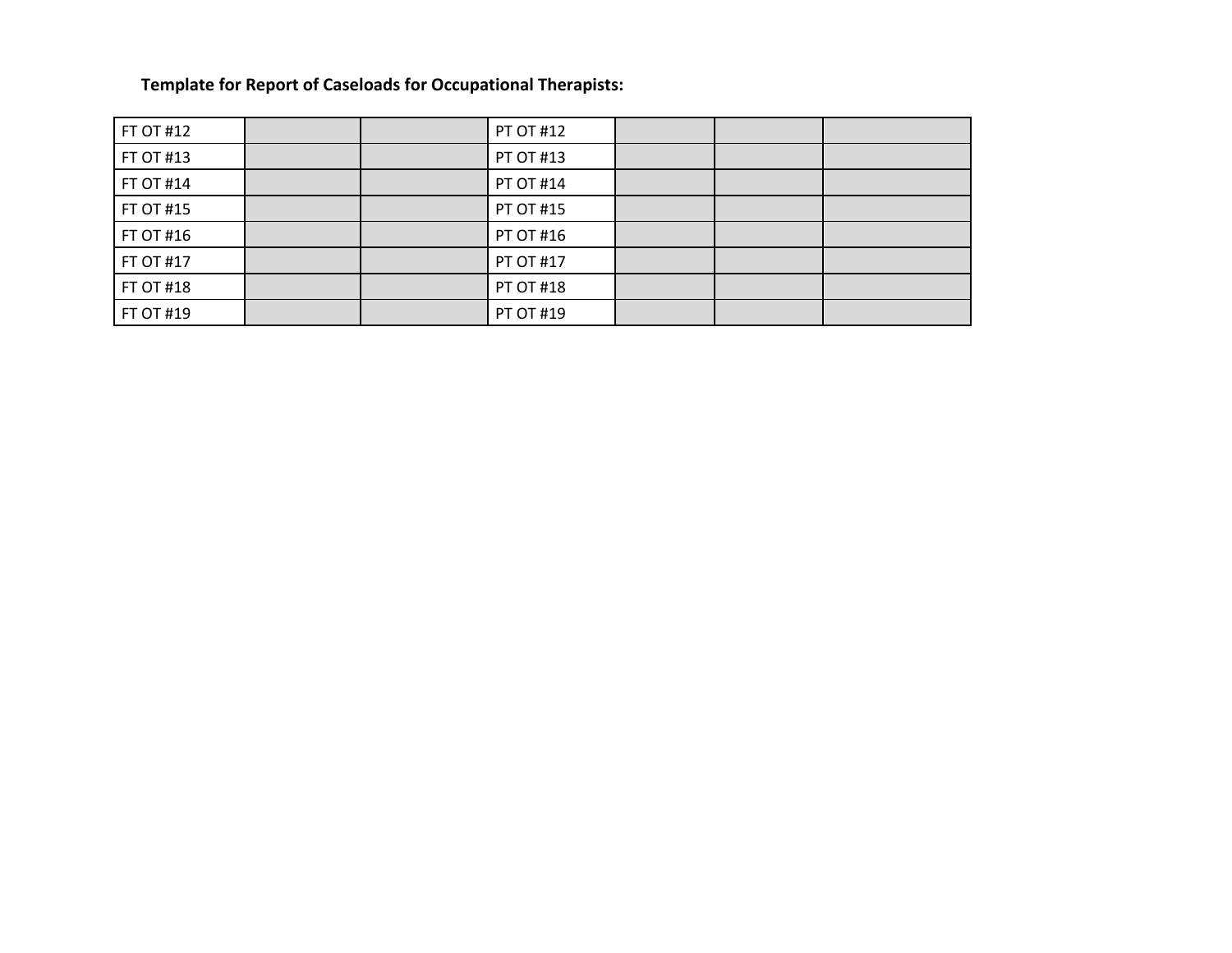**Template for Report of Caseloads for Occupational Therapists:**

| | | | | | | |
|---|---|---|---|---|---|---|
| FT OT #12 | | | PT OT #12 | | | |
| FT OT #13 | | | PT OT #13 | | | |
| FT OT #14 | | | PT OT #14 | | | |
| FT OT #15 | | | PT OT #15 | | | |
| FT OT #16 | | | PT OT #16 | | | |
| FT OT #17 | | | PT OT #17 | | | |
| FT OT #18 | | | PT OT #18 | | | |
| FT OT #19 | | | PT OT #19 | | | |